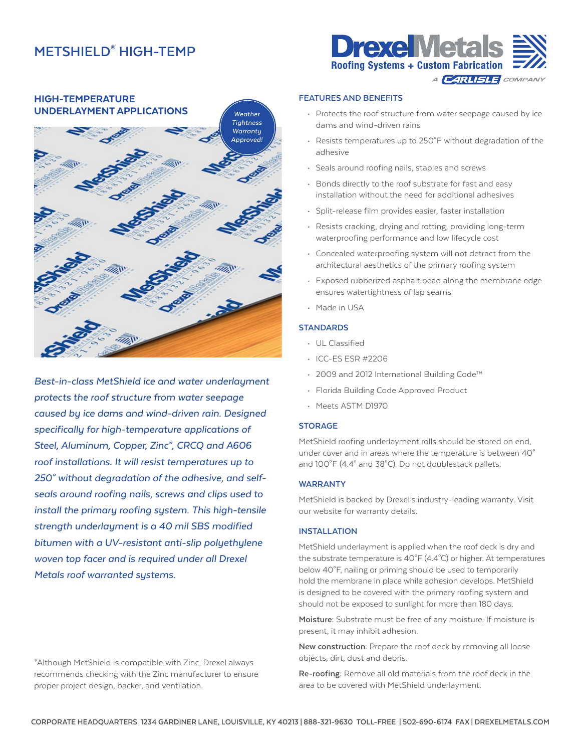# METSHIELD® HIGH-TEMP

DrexelMetals
Roofing Systems + Custom Fabrication
A CARLISLE COMPANY

## HIGH-TEMPERATURE UNDERLAYMENT APPLICATIONS

*Weather Tightness Warranty Approved!*

*Best-in-class MetShield ice and water underlayment protects the roof structure from water seepage caused by ice dams and wind-driven rain. Designed specifically for high-temperature applications of Steel, Aluminum, Copper, Zinc*, CRCQ and A606 roof installations. It will resist temperatures up to 250° without degradation of the adhesive, and self-seals around roofing nails, screws and clips used to install the primary roofing system. This high-tensile strength underlayment is a 40 mil SBS modified bitumen with a UV-resistant anti-slip polyethylene woven top facer and is required under all Drexel Metals roof warranted systems.*

*Although MetShield is compatible with Zinc, Drexel always recommends checking with the Zinc manufacturer to ensure proper project design, backer, and ventilation.

### FEATURES AND BENEFITS

- Protects the roof structure from water seepage caused by ice dams and wind-driven rains
- Resists temperatures up to 250˚F without degradation of the adhesive
- Seals around roofing nails, staples and screws
- Bonds directly to the roof substrate for fast and easy installation without the need for additional adhesives
- Split-release film provides easier, faster installation
- Resists cracking, drying and rotting, providing long-term waterproofing performance and low lifecycle cost
- Concealed waterproofing system will not detract from the architectural aesthetics of the primary roofing system
- Exposed rubberized asphalt bead along the membrane edge ensures watertightness of lap seams
- Made in USA

### STANDARDS

- UL Classified
- ICC-ES ESR #2206
- 2009 and 2012 International Building Code™
- Florida Building Code Approved Product
- Meets ASTM D1970

### STORAGE

MetShield roofing underlayment rolls should be stored on end, under cover and in areas where the temperature is between 40˚ and 100˚F (4.4˚ and 38˚C). Do not doublestack pallets.

### WARRANTY

MetShield is backed by Drexel's industry-leading warranty. Visit our website for warranty details.

### INSTALLATION

MetShield underlayment is applied when the roof deck is dry and the substrate temperature is 40˚F (4.4˚C) or higher. At temperatures below 40˚F, nailing or priming should be used to temporarily hold the membrane in place while adhesion develops. MetShield is designed to be covered with the primary roofing system and should not be exposed to sunlight for more than 180 days.

**Moisture**: Substrate must be free of any moisture. If moisture is present, it may inhibit adhesion.

**New construction**: Prepare the roof deck by removing all loose objects, dirt, dust and debris.

**Re-roofing**: Remove all old materials from the roof deck in the area to be covered with MetShield underlayment.

CORPORATE HEADQUARTERS: 1234 GARDINER LANE, LOUISVILLE, KY 40213 | 888-321-9630 TOLL-FREE | 502-690-6174 FAX | DREXELMETALS.COM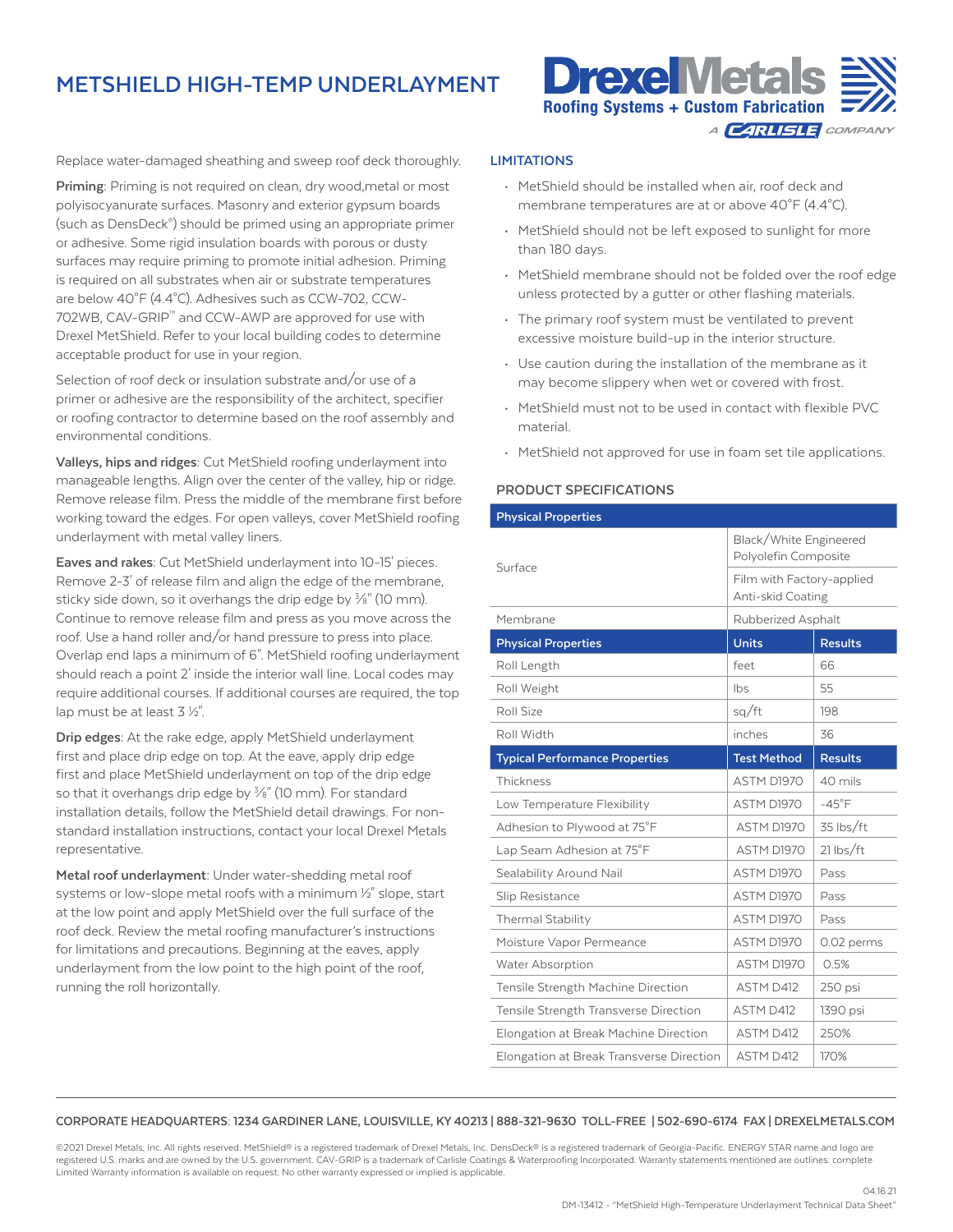# METSHIELD HIGH-TEMP UNDERLAYMENT

Replace water-damaged sheathing and sweep roof deck thoroughly.

**Priming**: Priming is not required on clean, dry wood,metal or most polyisocyanurate surfaces. Masonry and exterior gypsum boards (such as DensDeck®) should be primed using an appropriate primer or adhesive. Some rigid insulation boards with porous or dusty surfaces may require priming to promote initial adhesion. Priming is required on all substrates when air or substrate temperatures are below 40˚F (4.4˚C). Adhesives such as CCW-702, CCW-702WB, CAV-GRIP™ and CCW-AWP are approved for use with Drexel MetShield. Refer to your local building codes to determine acceptable product for use in your region.

Selection of roof deck or insulation substrate and/or use of a primer or adhesive are the responsibility of the architect, specifier or roofing contractor to determine based on the roof assembly and environmental conditions.

**Valleys, hips and ridges**: Cut MetShield roofing underlayment into manageable lengths. Align over the center of the valley, hip or ridge. Remove release film. Press the middle of the membrane first before working toward the edges. For open valleys, cover MetShield roofing underlayment with metal valley liners.

**Eaves and rakes**: Cut MetShield underlayment into 10-15' pieces. Remove 2-3' of release film and align the edge of the membrane, sticky side down, so it overhangs the drip edge by ⅜" (10 mm). Continue to remove release film and press as you move across the roof. Use a hand roller and/or hand pressure to press into place. Overlap end laps a minimum of 6". MetShield roofing underlayment should reach a point 2' inside the interior wall line. Local codes may require additional courses. If additional courses are required, the top lap must be at least 3 ½".

**Drip edges**: At the rake edge, apply MetShield underlayment first and place drip edge on top. At the eave, apply drip edge first and place MetShield underlayment on top of the drip edge so that it overhangs drip edge by ⅜" (10 mm). For standard installation details, follow the MetShield detail drawings. For non-standard installation instructions, contact your local Drexel Metals representative.

**Metal roof underlayment**: Under water-shedding metal roof systems or low-slope metal roofs with a minimum ½" slope, start at the low point and apply MetShield over the full surface of the roof deck. Review the metal roofing manufacturer's instructions for limitations and precautions. Beginning at the eaves, apply underlayment from the low point to the high point of the roof, running the roll horizontally.

## LIMITATIONS

- MetShield should be installed when air, roof deck and membrane temperatures are at or above 40˚F (4.4˚C).
- MetShield should not be left exposed to sunlight for more than 180 days.
- MetShield membrane should not be folded over the roof edge unless protected by a gutter or other flashing materials.
- The primary roof system must be ventilated to prevent excessive moisture build-up in the interior structure.
- Use caution during the installation of the membrane as it may become slippery when wet or covered with frost.
- MetShield must not to be used in contact with flexible PVC material.
- MetShield not approved for use in foam set tile applications.

## PRODUCT SPECIFICATIONS

| Physical Properties | | |
|---|---|---|
| Surface | Black/White Engineered Polyolefin Composite | |
| | Film with Factory-applied Anti-skid Coating | |
| Membrane | Rubberized Asphalt | |
| **Physical Properties** | **Units** | **Results** |
| Roll Length | feet | 66 |
| Roll Weight | lbs | 55 |
| Roll Size | sq/ft | 198 |
| Roll Width | inches | 36 |
| **Typical Performance Properties** | **Test Method** | **Results** |
| Thickness | ASTM D1970 | 40 mils |
| Low Temperature Flexibility | ASTM D1970 | -45°F |
| Adhesion to Plywood at 75°F | ASTM D1970 | 35 lbs/ft |
| Lap Seam Adhesion at 75°F | ASTM D1970 | 21 lbs/ft |
| Sealability Around Nail | ASTM D1970 | Pass |
| Slip Resistance | ASTM D1970 | Pass |
| Thermal Stability | ASTM D1970 | Pass |
| Moisture Vapor Permeance | ASTM D1970 | 0.02 perms |
| Water Absorption | ASTM D1970 | 0.5% |
| Tensile Strength Machine Direction | ASTM D412 | 250 psi |
| Tensile Strength Transverse Direction | ASTM D412 | 1390 psi |
| Elongation at Break Machine Direction | ASTM D412 | 250% |
| Elongation at Break Transverse Direction | ASTM D412 | 170% |

**CORPORATE HEADQUARTERS**: 1234 GARDINER LANE, LOUISVILLE, KY 40213 | 888-321-9630 TOLL-FREE | 502-690-6174 FAX | DREXELMETALS.COM

©2021 Drexel Metals, Inc. All rights reserved. MetShield® is a registered trademark of Drexel Metals, Inc. DensDeck® is a registered trademark of Georgia-Pacific. ENERGY STAR name and logo are registered U.S. marks and are owned by the U.S. government. CAV-GRIP is a trademark of Carlisle Coatings & Waterproofing Incorporated. Warranty statements mentioned are outlines: complete Limited Warranty information is available on request. No other warranty expressed or implied is applicable.

04.16.21

DM-13412 - "MetShield High-Temperature Underlayment Technical Data Sheet"